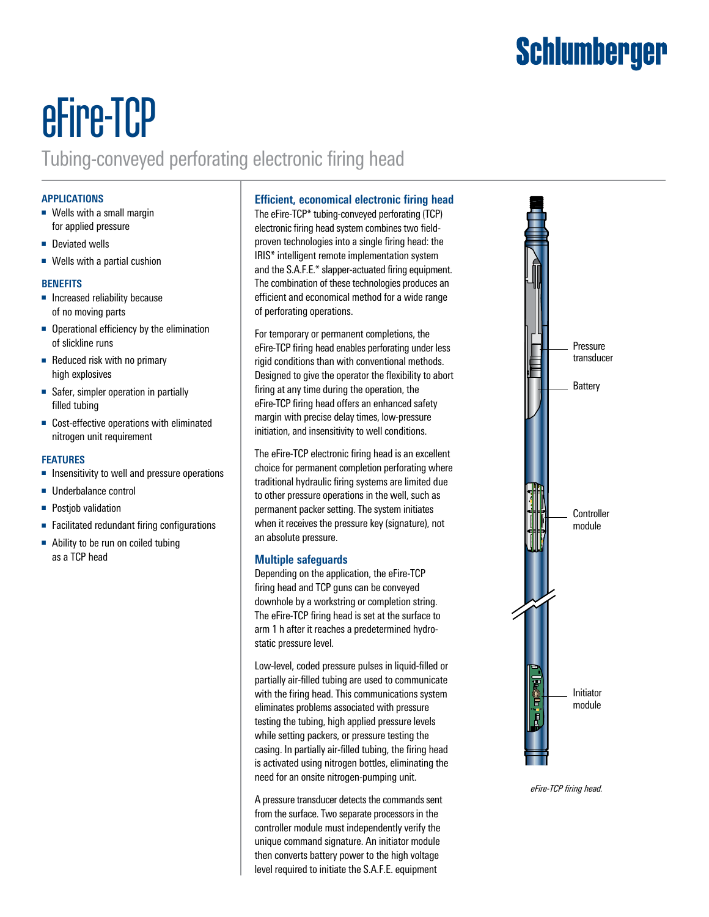# eFire-TCP

## Tubing-conveyed perforating electronic firing head

### APPLICATIONS

- Wells with a small margin for applied pressure
- Deviated wells
- Wells with a partial cushion

### BENEFITS

- Increased reliability because of no moving parts
- Operational efficiency by the elimination of slickline runs
- Reduced risk with no primary high explosives
- Safer, simpler operation in partially filled tubing
- Cost-effective operations with eliminated nitrogen unit requirement

### FEATURES

- Insensitivity to well and pressure operations
- Underbalance control
- Postjob validation
- Facilitated redundant firing configurations
- Ability to be run on coiled tubing as a TCP head

### Efficient, economical electronic firing head

The eFire-TCP* tubing-conveyed perforating (TCP) electronic firing head system combines two field-proven technologies into a single firing head: the IRIS* intelligent remote implementation system and the S.A.F.E.* slapper-actuated firing equipment. The combination of these technologies produces an efficient and economical method for a wide range of perforating operations.

For temporary or permanent completions, the eFire-TCP firing head enables perforating under less rigid conditions than with conventional methods. Designed to give the operator the flexibility to abort firing at any time during the operation, the eFire-TCP firing head offers an enhanced safety margin with precise delay times, low-pressure initiation, and insensitivity to well conditions.

The eFire-TCP electronic firing head is an excellent choice for permanent completion perforating where traditional hydraulic firing systems are limited due to other pressure operations in the well, such as permanent packer setting. The system initiates when it receives the pressure key (signature), not an absolute pressure.

### Multiple safeguards

Depending on the application, the eFire-TCP firing head and TCP guns can be conveyed downhole by a workstring or completion string. The eFire-TCP firing head is set at the surface to arm 1 h after it reaches a predetermined hydrostatic pressure level.

Low-level, coded pressure pulses in liquid-filled or partially air-filled tubing are used to communicate with the firing head. This communications system eliminates problems associated with pressure testing the tubing, high applied pressure levels while setting packers, or pressure testing the casing. In partially air-filled tubing, the firing head is activated using nitrogen bottles, eliminating the need for an onsite nitrogen-pumping unit.

A pressure transducer detects the commands sent from the surface. Two separate processors in the controller module must independently verify the unique command signature. An initiator module then converts battery power to the high voltage level required to initiate the S.A.F.E. equipment

Pressure transducer

Battery

Controller module

Initiator module

*eFire-TCP firing head.*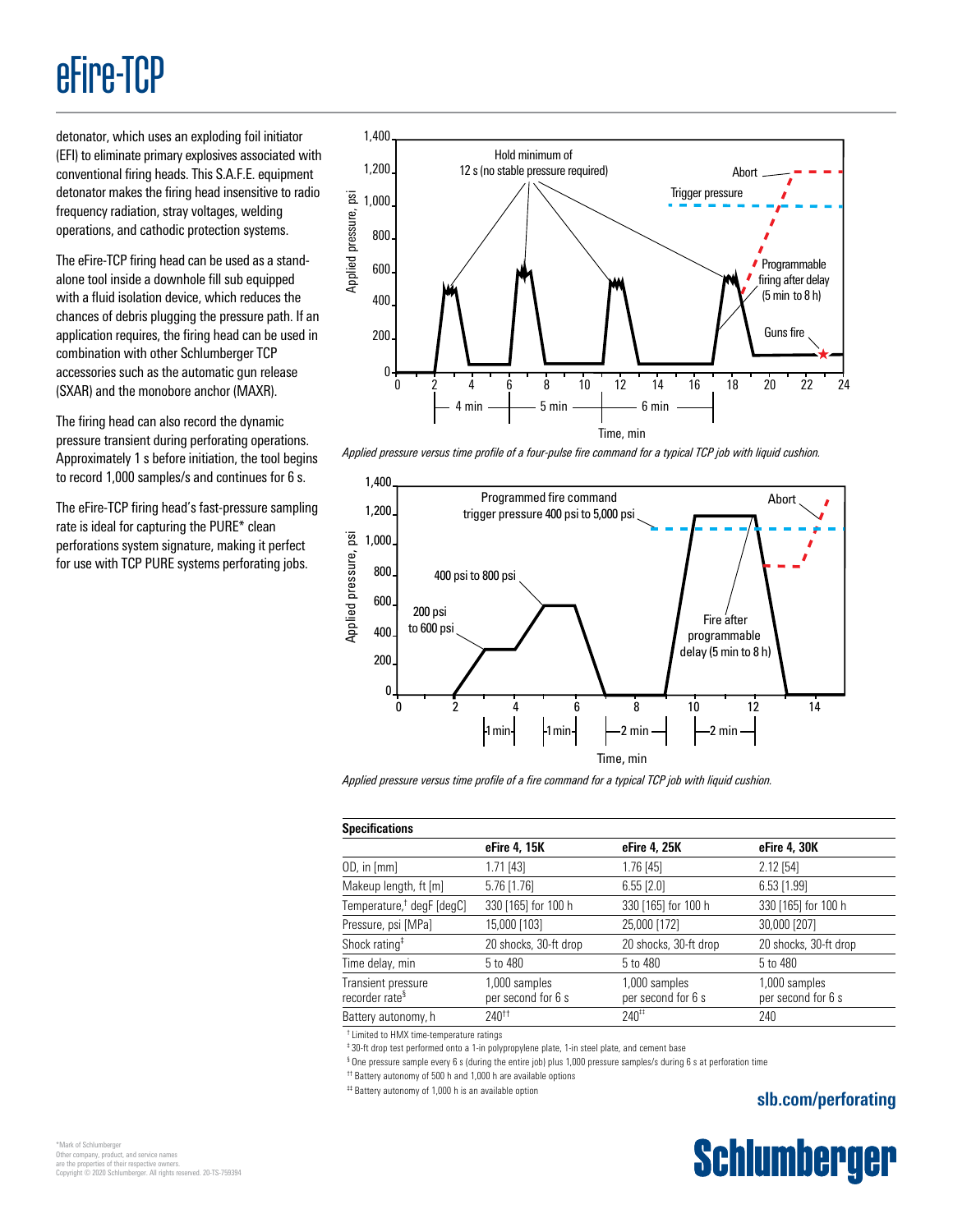# eFire-TCP

detonator, which uses an exploding foil initiator (EFI) to eliminate primary explosives associated with conventional firing heads. This S.A.F.E. equipment detonator makes the firing head insensitive to radio frequency radiation, stray voltages, welding operations, and cathodic protection systems.

The eFire-TCP firing head can be used as a standalone tool inside a downhole fill sub equipped with a fluid isolation device, which reduces the chances of debris plugging the pressure path. If an application requires, the firing head can be used in combination with other Schlumberger TCP accessories such as the automatic gun release (SXAR) and the monobore anchor (MAXR).

The firing head can also record the dynamic pressure transient during perforating operations. Approximately 1 s before initiation, the tool begins to record 1,000 samples/s and continues for 6 s.

The eFire-TCP firing head's fast-pressure sampling rate is ideal for capturing the PURE* clean perforations system signature, making it perfect for use with TCP PURE systems perforating jobs.

Applied pressure, psi
1,400
1,200
1,000
800
600
400
200
0
Hold minimum of 12 s (no stable pressure required)
Abort
Trigger pressure
Programmable firing after delay (5 min to 8 h)
Guns fire
0 2 4 6 8 10 12 14 16 18 20 22 24
4 min
5 min
6 min
Time, min

*Applied pressure versus time profile of a four-pulse fire command for a typical TCP job with liquid cushion.*

Applied pressure, psi
1,400
1,200
1,000
800
600
400
200
0
Programmed fire command trigger pressure 400 psi to 5,000 psi
Abort
400 psi to 800 psi
200 psi to 600 psi
Fire after programmable delay (5 min to 8 h)
0 2 4 6 8 10 12 14
1 min
1 min
2 min
2 min
Time, min

*Applied pressure versus time profile of a fire command for a typical TCP job with liquid cushion.*

**Specifications**

| | eFire 4, 15K | eFire 4, 25K | eFire 4, 30K |
|---|---|---|---|
| OD, in [mm] | 1.71 [43] | 1.76 [45] | 2.12 [54] |
| Makeup length, ft [m] | 5.76 [1.76] | 6.55 [2.0] | 6.53 [1.99] |
| Temperature,† degF [degC] | 330 [165] for 100 h | 330 [165] for 100 h | 330 [165] for 100 h |
| Pressure, psi [MPa] | 15,000 [103] | 25,000 [172] | 30,000 [207] |
| Shock rating‡ | 20 shocks, 30-ft drop | 20 shocks, 30-ft drop | 20 shocks, 30-ft drop |
| Time delay, min | 5 to 480 | 5 to 480 | 5 to 480 |
| Transient pressure recorder rate§ | 1,000 samples per second for 6 s | 1,000 samples per second for 6 s | 1,000 samples per second for 6 s |
| Battery autonomy, h | 240†† | 240‡‡ | 240 |

† Limited to HMX time-temperature ratings
‡ 30-ft drop test performed onto a 1-in polypropylene plate, 1-in steel plate, and cement base
§ One pressure sample every 6 s (during the entire job) plus 1,000 pressure samples/s during 6 s at perforation time
†† Battery autonomy of 500 h and 1,000 h are available options
‡‡ Battery autonomy of 1,000 h is an available option

**slb.com/perforating**

*Mark of Schlumberger
Other company, product, and service names are the properties of their respective owners.
Copyright © 2020 Schlumberger. All rights reserved. 20-TS-759394

**Schlumberger**